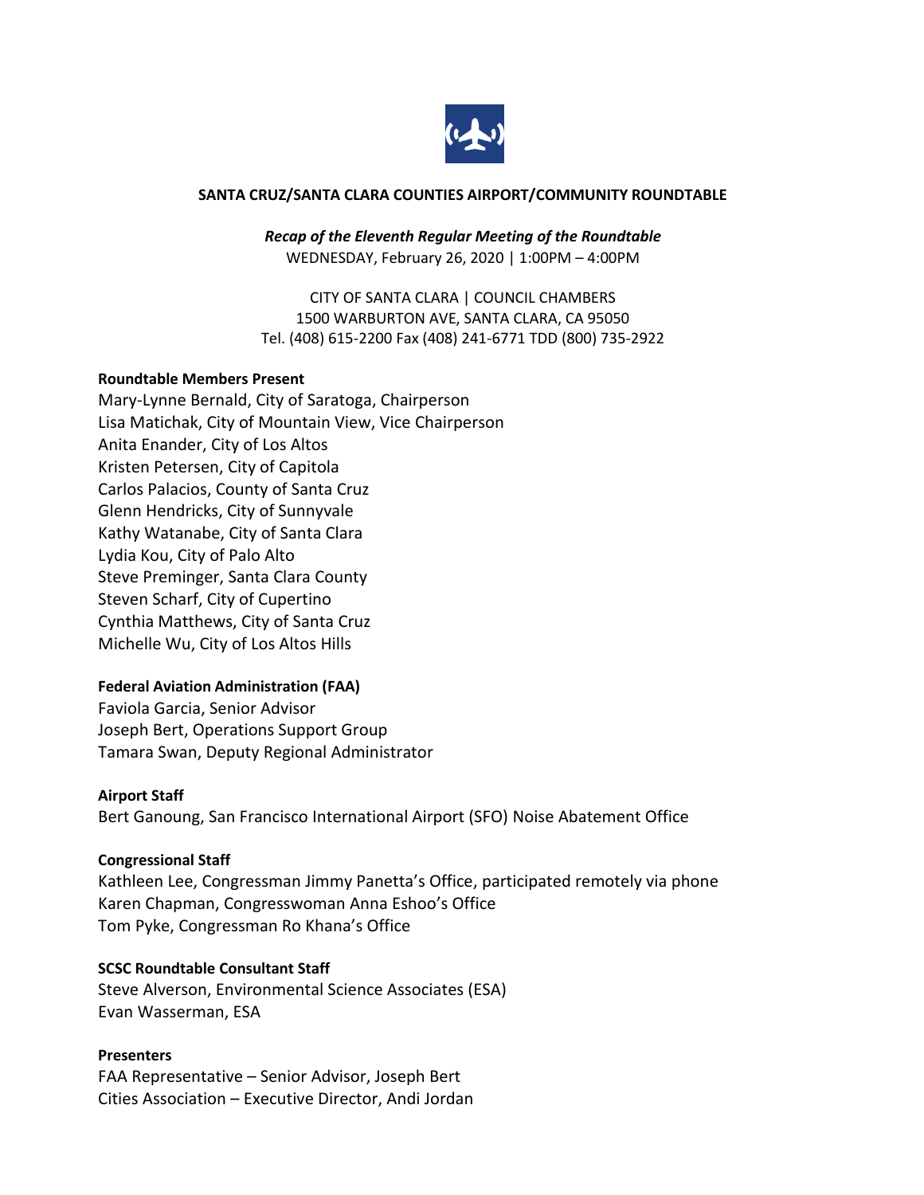# SANTA CRUZ/SANTA CLARA COUNTIES AIRPORT/COMMUNITY ROUNDTABLE

***Recap of the Eleventh Regular Meeting of the Roundtable***

WEDNESDAY, February 26, 2020 | 1:00PM – 4:00PM

CITY OF SANTA CLARA | COUNCIL CHAMBERS
1500 WARBURTON AVE, SANTA CLARA, CA 95050
Tel. (408) 615-2200 Fax (408) 241-6771 TDD (800) 735-2922

**Roundtable Members Present**

Mary-Lynne Bernald, City of Saratoga, Chairperson
Lisa Matichak, City of Mountain View, Vice Chairperson
Anita Enander, City of Los Altos
Kristen Petersen, City of Capitola
Carlos Palacios, County of Santa Cruz
Glenn Hendricks, City of Sunnyvale
Kathy Watanabe, City of Santa Clara
Lydia Kou, City of Palo Alto
Steve Preminger, Santa Clara County
Steven Scharf, City of Cupertino
Cynthia Matthews, City of Santa Cruz
Michelle Wu, City of Los Altos Hills

**Federal Aviation Administration (FAA)**

Faviola Garcia, Senior Advisor
Joseph Bert, Operations Support Group
Tamara Swan, Deputy Regional Administrator

**Airport Staff**

Bert Ganoung, San Francisco International Airport (SFO) Noise Abatement Office

**Congressional Staff**

Kathleen Lee, Congressman Jimmy Panetta's Office, participated remotely via phone
Karen Chapman, Congresswoman Anna Eshoo's Office
Tom Pyke, Congressman Ro Khana's Office

**SCSC Roundtable Consultant Staff**

Steve Alverson, Environmental Science Associates (ESA)
Evan Wasserman, ESA

**Presenters**

FAA Representative – Senior Advisor, Joseph Bert
Cities Association – Executive Director, Andi Jordan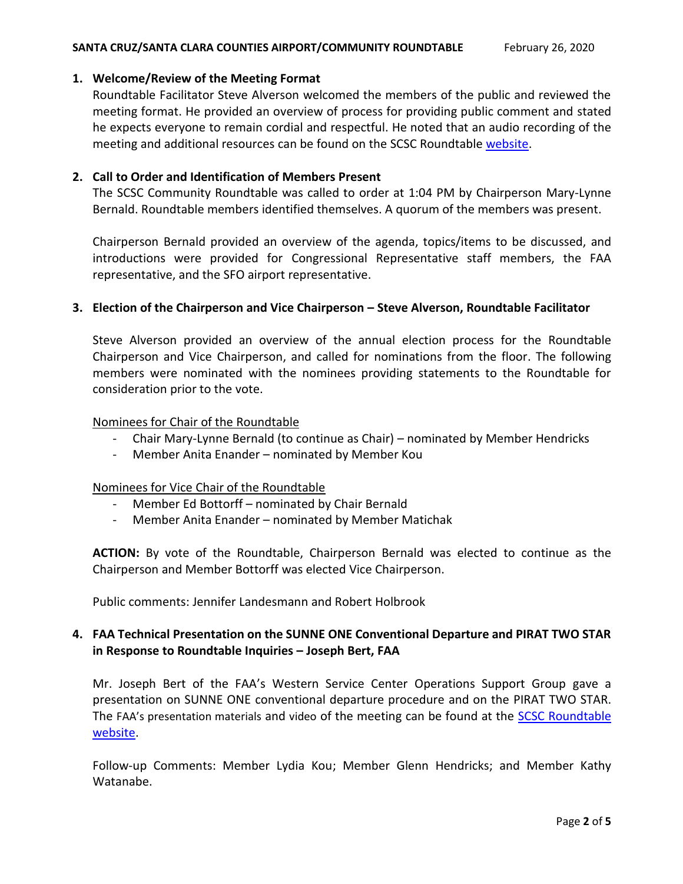## 1. Welcome/Review of the Meeting Format

Roundtable Facilitator Steve Alverson welcomed the members of the public and reviewed the meeting format. He provided an overview of process for providing public comment and stated he expects everyone to remain cordial and respectful. He noted that an audio recording of the meeting and additional resources can be found on the SCSC Roundtable website.

## 2. Call to Order and Identification of Members Present

The SCSC Community Roundtable was called to order at 1:04 PM by Chairperson Mary-Lynne Bernald. Roundtable members identified themselves. A quorum of the members was present.

Chairperson Bernald provided an overview of the agenda, topics/items to be discussed, and introductions were provided for Congressional Representative staff members, the FAA representative, and the SFO airport representative.

## 3. Election of the Chairperson and Vice Chairperson – Steve Alverson, Roundtable Facilitator

Steve Alverson provided an overview of the annual election process for the Roundtable Chairperson and Vice Chairperson, and called for nominations from the floor. The following members were nominated with the nominees providing statements to the Roundtable for consideration prior to the vote.

Nominees for Chair of the Roundtable

- Chair Mary-Lynne Bernald (to continue as Chair) – nominated by Member Hendricks
- Member Anita Enander – nominated by Member Kou

Nominees for Vice Chair of the Roundtable

- Member Ed Bottorff – nominated by Chair Bernald
- Member Anita Enander – nominated by Member Matichak

**ACTION:** By vote of the Roundtable, Chairperson Bernald was elected to continue as the Chairperson and Member Bottorff was elected Vice Chairperson.

Public comments: Jennifer Landesmann and Robert Holbrook

## 4. FAA Technical Presentation on the SUNNE ONE Conventional Departure and PIRAT TWO STAR in Response to Roundtable Inquiries – Joseph Bert, FAA

Mr. Joseph Bert of the FAA's Western Service Center Operations Support Group gave a presentation on SUNNE ONE conventional departure procedure and on the PIRAT TWO STAR. The FAA's presentation materials and video of the meeting can be found at the SCSC Roundtable website.

Follow-up Comments: Member Lydia Kou; Member Glenn Hendricks; and Member Kathy Watanabe.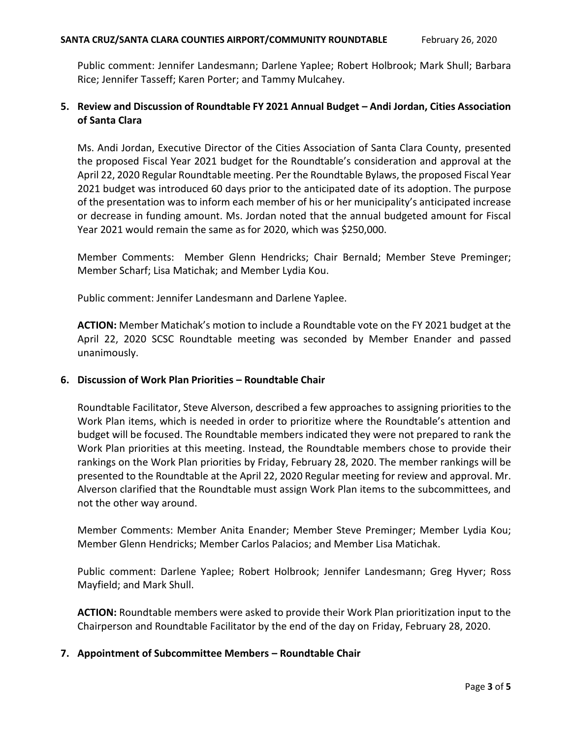Public comment: Jennifer Landesmann; Darlene Yaplee; Robert Holbrook; Mark Shull; Barbara Rice; Jennifer Tasseff; Karen Porter; and Tammy Mulcahey.

**5. Review and Discussion of Roundtable FY 2021 Annual Budget – Andi Jordan, Cities Association of Santa Clara**

Ms. Andi Jordan, Executive Director of the Cities Association of Santa Clara County, presented the proposed Fiscal Year 2021 budget for the Roundtable's consideration and approval at the April 22, 2020 Regular Roundtable meeting. Per the Roundtable Bylaws, the proposed Fiscal Year 2021 budget was introduced 60 days prior to the anticipated date of its adoption. The purpose of the presentation was to inform each member of his or her municipality's anticipated increase or decrease in funding amount. Ms. Jordan noted that the annual budgeted amount for Fiscal Year 2021 would remain the same as for 2020, which was $250,000.

Member Comments: Member Glenn Hendricks; Chair Bernald; Member Steve Preminger; Member Scharf; Lisa Matichak; and Member Lydia Kou.

Public comment: Jennifer Landesmann and Darlene Yaplee.

**ACTION:** Member Matichak's motion to include a Roundtable vote on the FY 2021 budget at the April 22, 2020 SCSC Roundtable meeting was seconded by Member Enander and passed unanimously.

**6. Discussion of Work Plan Priorities – Roundtable Chair**

Roundtable Facilitator, Steve Alverson, described a few approaches to assigning priorities to the Work Plan items, which is needed in order to prioritize where the Roundtable's attention and budget will be focused. The Roundtable members indicated they were not prepared to rank the Work Plan priorities at this meeting. Instead, the Roundtable members chose to provide their rankings on the Work Plan priorities by Friday, February 28, 2020. The member rankings will be presented to the Roundtable at the April 22, 2020 Regular meeting for review and approval. Mr. Alverson clarified that the Roundtable must assign Work Plan items to the subcommittees, and not the other way around.

Member Comments: Member Anita Enander; Member Steve Preminger; Member Lydia Kou; Member Glenn Hendricks; Member Carlos Palacios; and Member Lisa Matichak.

Public comment: Darlene Yaplee; Robert Holbrook; Jennifer Landesmann; Greg Hyver; Ross Mayfield; and Mark Shull.

**ACTION:** Roundtable members were asked to provide their Work Plan prioritization input to the Chairperson and Roundtable Facilitator by the end of the day on Friday, February 28, 2020.

**7. Appointment of Subcommittee Members – Roundtable Chair**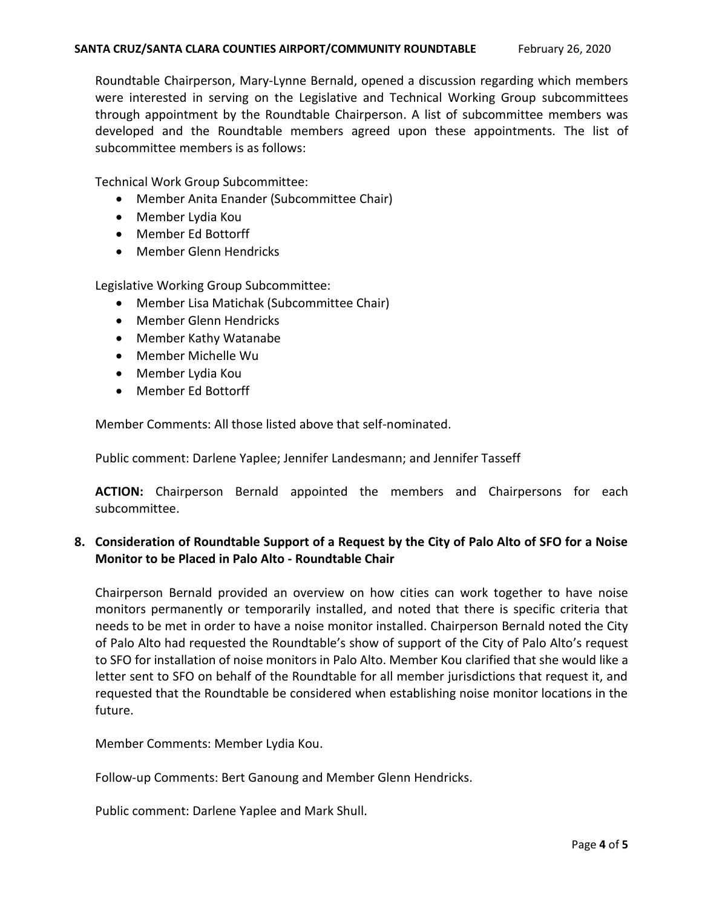Roundtable Chairperson, Mary-Lynne Bernald, opened a discussion regarding which members were interested in serving on the Legislative and Technical Working Group subcommittees through appointment by the Roundtable Chairperson. A list of subcommittee members was developed and the Roundtable members agreed upon these appointments. The list of subcommittee members is as follows:

Technical Work Group Subcommittee:

- Member Anita Enander (Subcommittee Chair)
- Member Lydia Kou
- Member Ed Bottorff
- Member Glenn Hendricks

Legislative Working Group Subcommittee:

- Member Lisa Matichak (Subcommittee Chair)
- Member Glenn Hendricks
- Member Kathy Watanabe
- Member Michelle Wu
- Member Lydia Kou
- Member Ed Bottorff

Member Comments: All those listed above that self-nominated.

Public comment: Darlene Yaplee; Jennifer Landesmann; and Jennifer Tasseff

**ACTION:** Chairperson Bernald appointed the members and Chairpersons for each subcommittee.

**8. Consideration of Roundtable Support of a Request by the City of Palo Alto of SFO for a Noise Monitor to be Placed in Palo Alto - Roundtable Chair**

Chairperson Bernald provided an overview on how cities can work together to have noise monitors permanently or temporarily installed, and noted that there is specific criteria that needs to be met in order to have a noise monitor installed. Chairperson Bernald noted the City of Palo Alto had requested the Roundtable's show of support of the City of Palo Alto's request to SFO for installation of noise monitors in Palo Alto. Member Kou clarified that she would like a letter sent to SFO on behalf of the Roundtable for all member jurisdictions that request it, and requested that the Roundtable be considered when establishing noise monitor locations in the future.

Member Comments: Member Lydia Kou.

Follow-up Comments: Bert Ganoung and Member Glenn Hendricks.

Public comment: Darlene Yaplee and Mark Shull.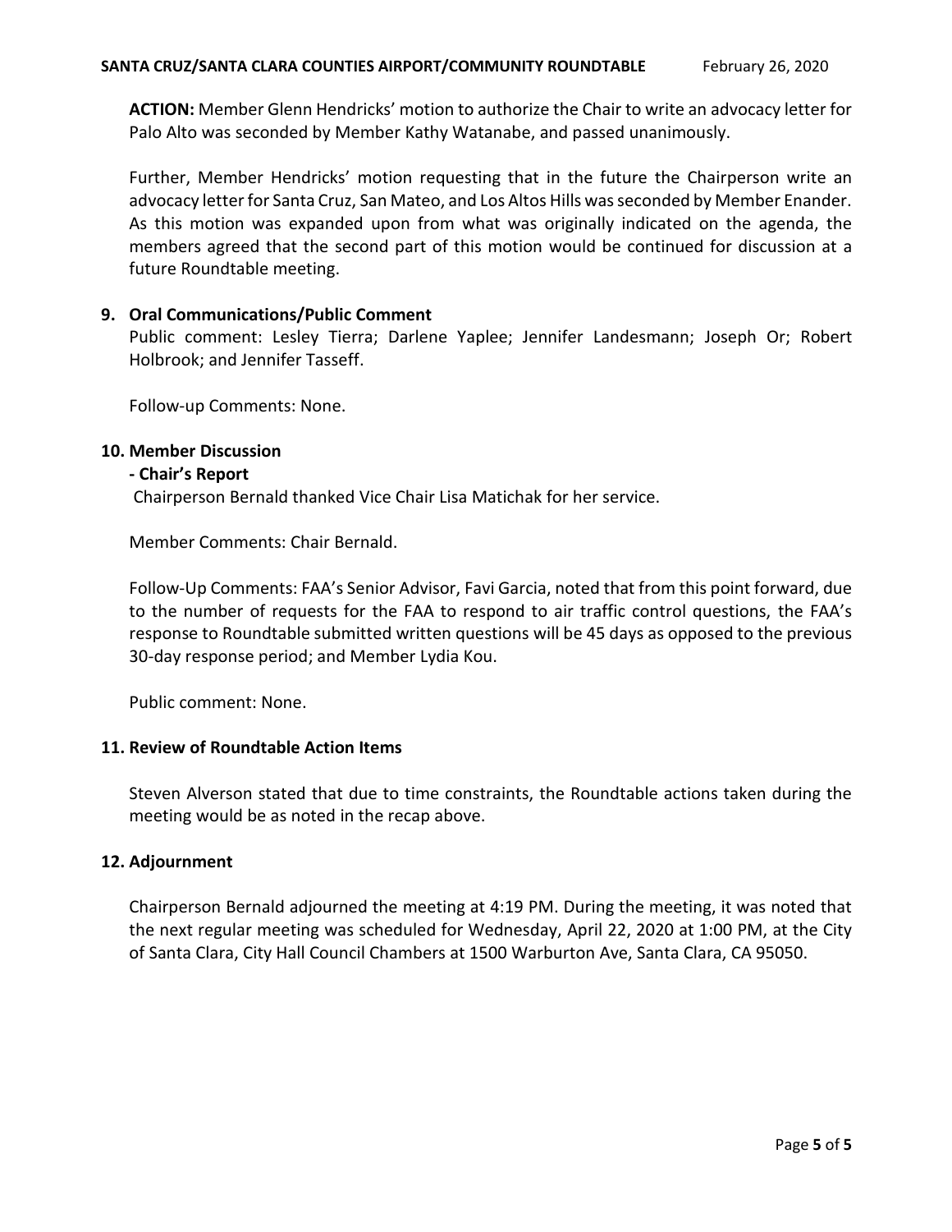**ACTION:** Member Glenn Hendricks' motion to authorize the Chair to write an advocacy letter for Palo Alto was seconded by Member Kathy Watanabe, and passed unanimously.

Further, Member Hendricks' motion requesting that in the future the Chairperson write an advocacy letter for Santa Cruz, San Mateo, and Los Altos Hills was seconded by Member Enander. As this motion was expanded upon from what was originally indicated on the agenda, the members agreed that the second part of this motion would be continued for discussion at a future Roundtable meeting.

## 9. Oral Communications/Public Comment

Public comment: Lesley Tierra; Darlene Yaplee; Jennifer Landesmann; Joseph Or; Robert Holbrook; and Jennifer Tasseff.

Follow-up Comments: None.

## 10. Member Discussion

**- Chair's Report**

Chairperson Bernald thanked Vice Chair Lisa Matichak for her service.

Member Comments: Chair Bernald.

Follow-Up Comments: FAA's Senior Advisor, Favi Garcia, noted that from this point forward, due to the number of requests for the FAA to respond to air traffic control questions, the FAA's response to Roundtable submitted written questions will be 45 days as opposed to the previous 30-day response period; and Member Lydia Kou.

Public comment: None.

## 11. Review of Roundtable Action Items

Steven Alverson stated that due to time constraints, the Roundtable actions taken during the meeting would be as noted in the recap above.

## 12. Adjournment

Chairperson Bernald adjourned the meeting at 4:19 PM. During the meeting, it was noted that the next regular meeting was scheduled for Wednesday, April 22, 2020 at 1:00 PM, at the City of Santa Clara, City Hall Council Chambers at 1500 Warburton Ave, Santa Clara, CA 95050.